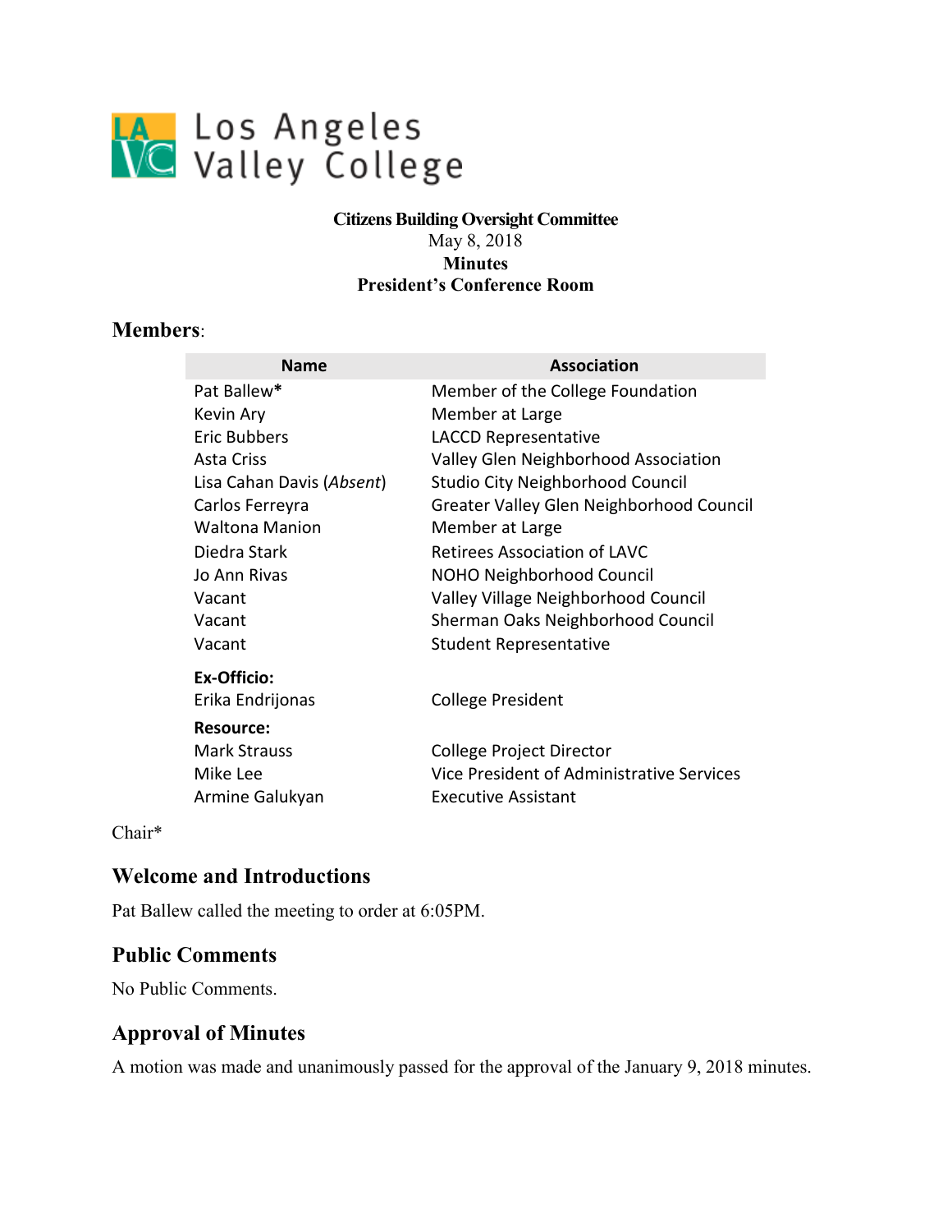Los Angeles Valley College

**Citizens Building Oversight Committee**
May 8, 2018
**Minutes**
**President's Conference Room**

## Members:

| Name | Association |
|---|---|
| Pat Ballew* | Member of the College Foundation |
| Kevin Ary | Member at Large |
| Eric Bubbers | LACCD Representative |
| Asta Criss | Valley Glen Neighborhood Association |
| Lisa Cahan Davis (*Absent*) | Studio City Neighborhood Council |
| Carlos Ferreyra | Greater Valley Glen Neighborhood Council |
| Waltona Manion | Member at Large |
| Diedra Stark | Retirees Association of LAVC |
| Jo Ann Rivas | NOHO Neighborhood Council |
| Vacant | Valley Village Neighborhood Council |
| Vacant | Sherman Oaks Neighborhood Council |
| Vacant | Student Representative |
| **Ex-Officio:** | |
| Erika Endrijonas | College President |
| **Resource:** | |
| Mark Strauss | College Project Director |
| Mike Lee | Vice President of Administrative Services |
| Armine Galukyan | Executive Assistant |

Chair*

## Welcome and Introductions

Pat Ballew called the meeting to order at 6:05PM.

## Public Comments

No Public Comments.

## Approval of Minutes

A motion was made and unanimously passed for the approval of the January 9, 2018 minutes.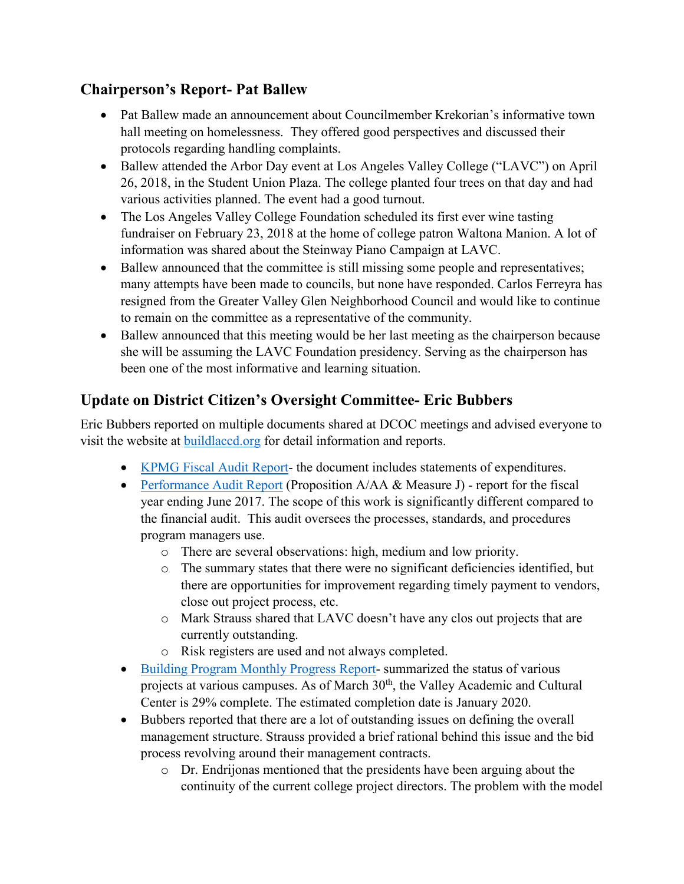## Chairperson's Report- Pat Ballew

- Pat Ballew made an announcement about Councilmember Krekorian's informative town hall meeting on homelessness. They offered good perspectives and discussed their protocols regarding handling complaints.
- Ballew attended the Arbor Day event at Los Angeles Valley College ("LAVC") on April 26, 2018, in the Student Union Plaza. The college planted four trees on that day and had various activities planned. The event had a good turnout.
- The Los Angeles Valley College Foundation scheduled its first ever wine tasting fundraiser on February 23, 2018 at the home of college patron Waltona Manion. A lot of information was shared about the Steinway Piano Campaign at LAVC.
- Ballew announced that the committee is still missing some people and representatives; many attempts have been made to councils, but none have responded. Carlos Ferreyra has resigned from the Greater Valley Glen Neighborhood Council and would like to continue to remain on the committee as a representative of the community.
- Ballew announced that this meeting would be her last meeting as the chairperson because she will be assuming the LAVC Foundation presidency. Serving as the chairperson has been one of the most informative and learning situation.

## Update on District Citizen's Oversight Committee- Eric Bubbers

Eric Bubbers reported on multiple documents shared at DCOC meetings and advised everyone to visit the website at buildlaccd.org for detail information and reports.

- KPMG Fiscal Audit Report- the document includes statements of expenditures.
- Performance Audit Report (Proposition A/AA & Measure J) - report for the fiscal year ending June 2017. The scope of this work is significantly different compared to the financial audit. This audit oversees the processes, standards, and procedures program managers use.
  - There are several observations: high, medium and low priority.
  - The summary states that there were no significant deficiencies identified, but there are opportunities for improvement regarding timely payment to vendors, close out project process, etc.
  - Mark Strauss shared that LAVC doesn't have any clos out projects that are currently outstanding.
  - Risk registers are used and not always completed.
- Building Program Monthly Progress Report- summarized the status of various projects at various campuses. As of March 30th, the Valley Academic and Cultural Center is 29% complete. The estimated completion date is January 2020.
- Bubbers reported that there are a lot of outstanding issues on defining the overall management structure. Strauss provided a brief rational behind this issue and the bid process revolving around their management contracts.
  - Dr. Endrijonas mentioned that the presidents have been arguing about the continuity of the current college project directors. The problem with the model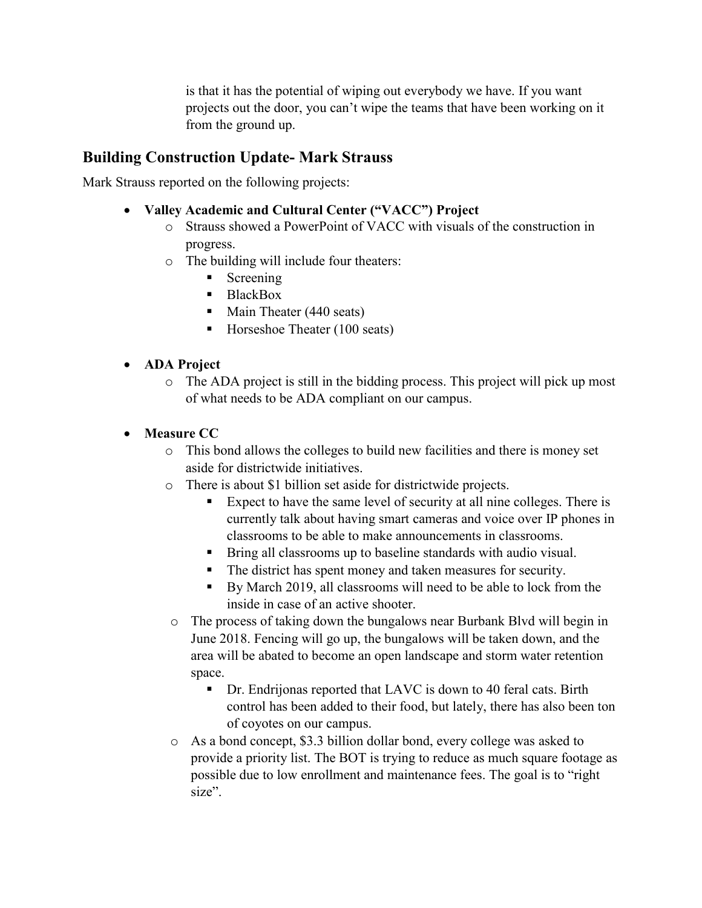is that it has the potential of wiping out everybody we have. If you want projects out the door, you can't wipe the teams that have been working on it from the ground up.

## Building Construction Update- Mark Strauss

Mark Strauss reported on the following projects:

- **Valley Academic and Cultural Center ("VACC") Project**
  - Strauss showed a PowerPoint of VACC with visuals of the construction in progress.
  - The building will include four theaters:
    - Screening
    - BlackBox
    - Main Theater (440 seats)
    - Horseshoe Theater (100 seats)

- **ADA Project**
  - The ADA project is still in the bidding process. This project will pick up most of what needs to be ADA compliant on our campus.

- **Measure CC**
  - This bond allows the colleges to build new facilities and there is money set aside for districtwide initiatives.
  - There is about $1 billion set aside for districtwide projects.
    - Expect to have the same level of security at all nine colleges. There is currently talk about having smart cameras and voice over IP phones in classrooms to be able to make announcements in classrooms.
    - Bring all classrooms up to baseline standards with audio visual.
    - The district has spent money and taken measures for security.
    - By March 2019, all classrooms will need to be able to lock from the inside in case of an active shooter.
  - The process of taking down the bungalows near Burbank Blvd will begin in June 2018. Fencing will go up, the bungalows will be taken down, and the area will be abated to become an open landscape and storm water retention space.
    - Dr. Endrijonas reported that LAVC is down to 40 feral cats. Birth control has been added to their food, but lately, there has also been ton of coyotes on our campus.
  - As a bond concept, $3.3 billion dollar bond, every college was asked to provide a priority list. The BOT is trying to reduce as much square footage as possible due to low enrollment and maintenance fees. The goal is to "right size".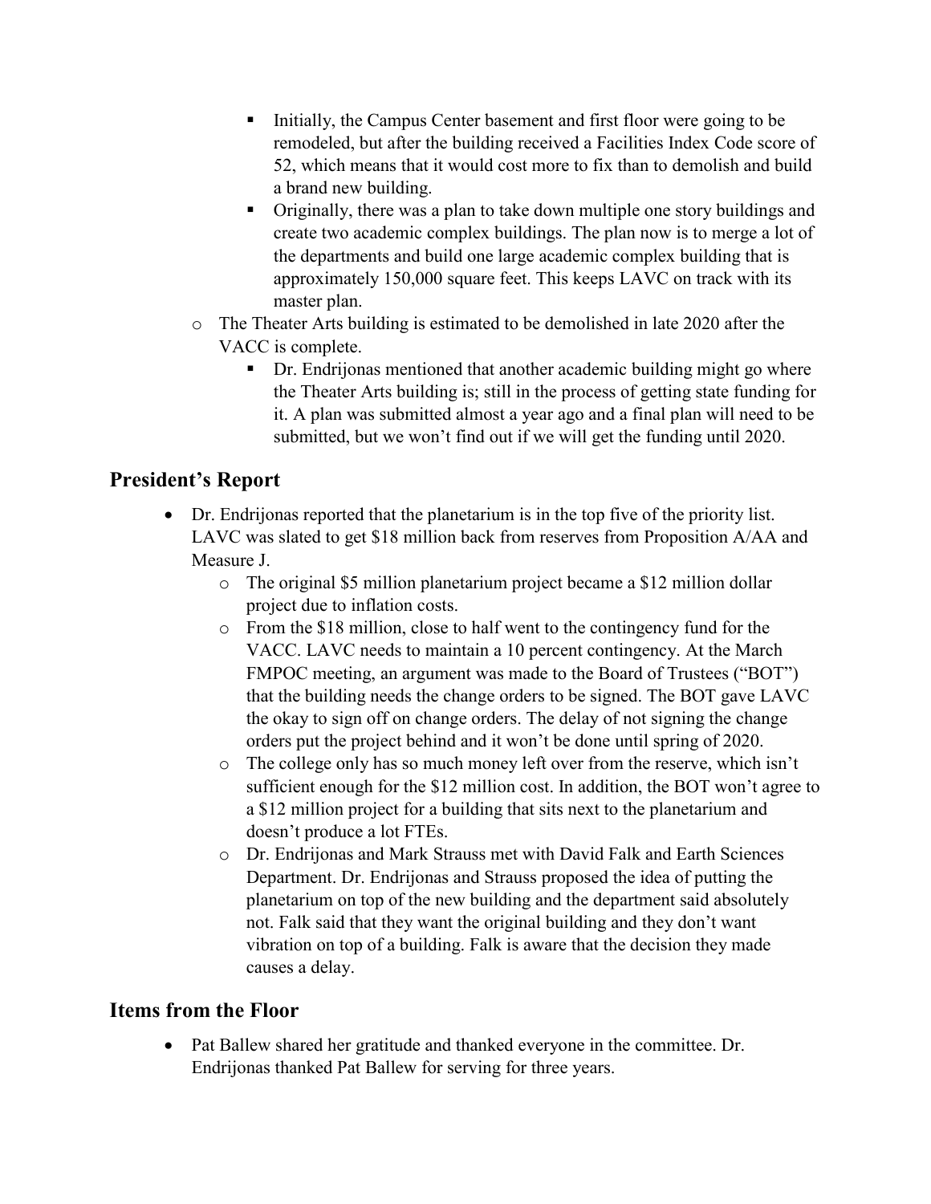- Initially, the Campus Center basement and first floor were going to be remodeled, but after the building received a Facilities Index Code score of 52, which means that it would cost more to fix than to demolish and build a brand new building.
        - Originally, there was a plan to take down multiple one story buildings and create two academic complex buildings. The plan now is to merge a lot of the departments and build one large academic complex building that is approximately 150,000 square feet. This keeps LAVC on track with its master plan.
    - The Theater Arts building is estimated to be demolished in late 2020 after the VACC is complete.
        - Dr. Endrijonas mentioned that another academic building might go where the Theater Arts building is; still in the process of getting state funding for it. A plan was submitted almost a year ago and a final plan will need to be submitted, but we won't find out if we will get the funding until 2020.

## President's Report

- Dr. Endrijonas reported that the planetarium is in the top five of the priority list. LAVC was slated to get $18 million back from reserves from Proposition A/AA and Measure J.
    - The original $5 million planetarium project became a $12 million dollar project due to inflation costs.
    - From the $18 million, close to half went to the contingency fund for the VACC. LAVC needs to maintain a 10 percent contingency. At the March FMPOC meeting, an argument was made to the Board of Trustees ("BOT") that the building needs the change orders to be signed. The BOT gave LAVC the okay to sign off on change orders. The delay of not signing the change orders put the project behind and it won't be done until spring of 2020.
    - The college only has so much money left over from the reserve, which isn't sufficient enough for the $12 million cost. In addition, the BOT won't agree to a $12 million project for a building that sits next to the planetarium and doesn't produce a lot FTEs.
    - Dr. Endrijonas and Mark Strauss met with David Falk and Earth Sciences Department. Dr. Endrijonas and Strauss proposed the idea of putting the planetarium on top of the new building and the department said absolutely not. Falk said that they want the original building and they don't want vibration on top of a building. Falk is aware that the decision they made causes a delay.

## Items from the Floor

- Pat Ballew shared her gratitude and thanked everyone in the committee. Dr. Endrijonas thanked Pat Ballew for serving for three years.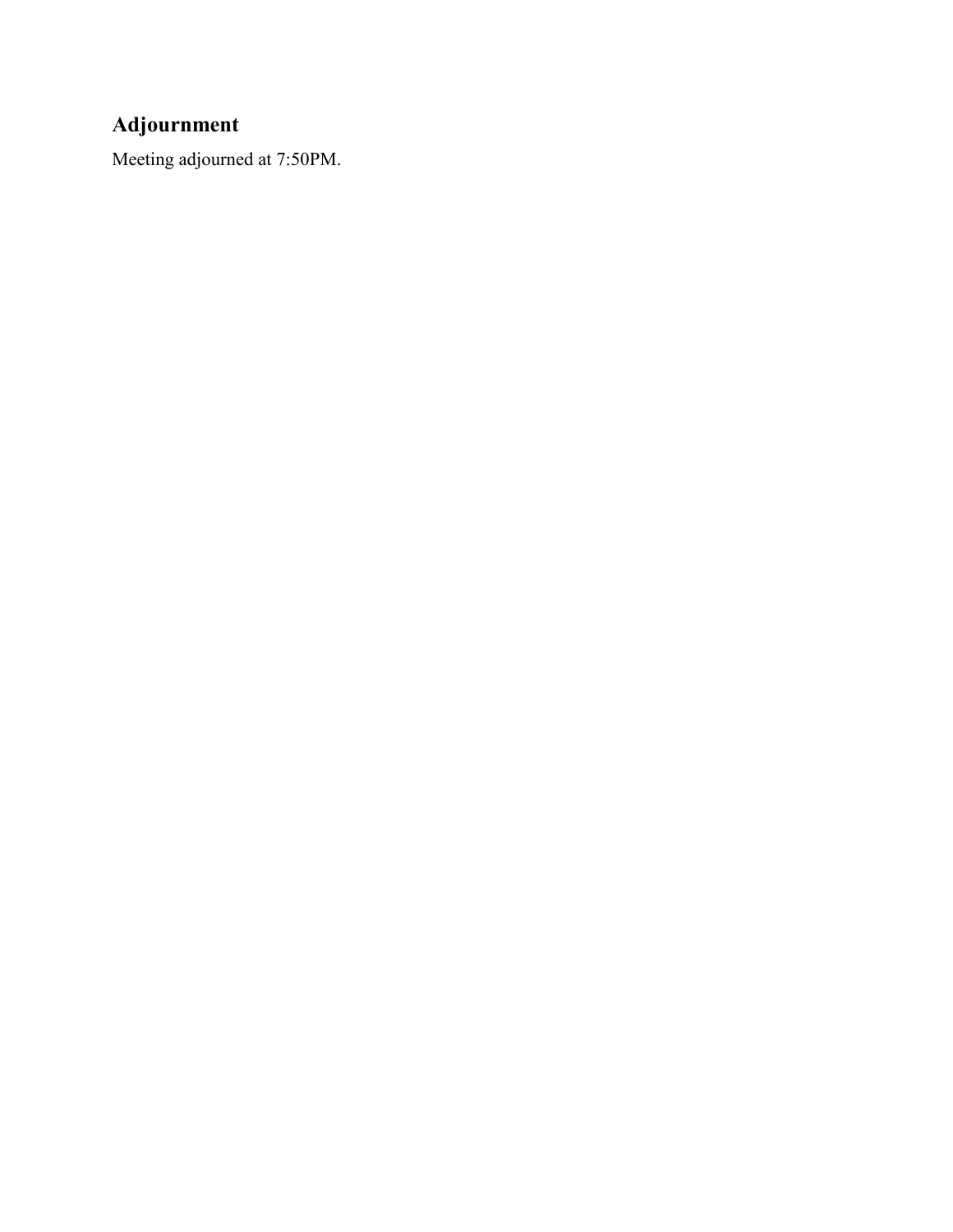## Adjournment

Meeting adjourned at 7:50PM.